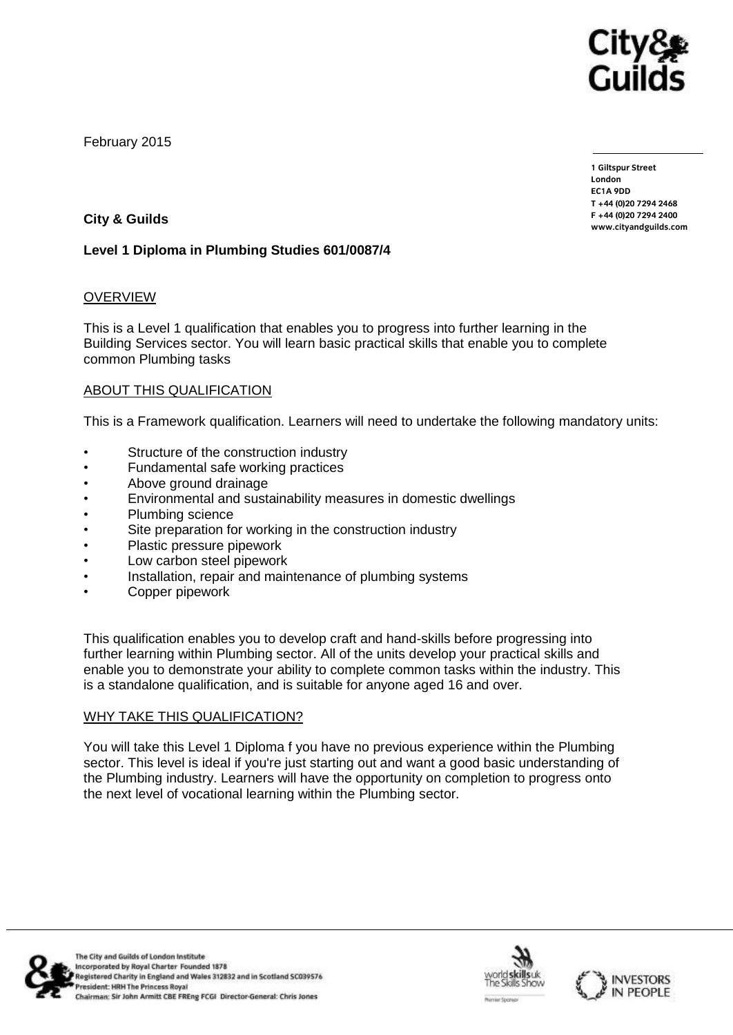February 2015

1 Giltspur Street
London
EC1A 9DD
T +44 (0)20 7294 2468
F +44 (0)20 7294 2400
www.cityandguilds.com

**City & Guilds**

**Level 1 Diploma in Plumbing Studies 601/0087/4**

## OVERVIEW

This is a Level 1 qualification that enables you to progress into further learning in the Building Services sector. You will learn basic practical skills that enable you to complete common Plumbing tasks

## ABOUT THIS QUALIFICATION

This is a Framework qualification. Learners will need to undertake the following mandatory units:

- Structure of the construction industry
- Fundamental safe working practices
- Above ground drainage
- Environmental and sustainability measures in domestic dwellings
- Plumbing science
- Site preparation for working in the construction industry
- Plastic pressure pipework
- Low carbon steel pipework
- Installation, repair and maintenance of plumbing systems
- Copper pipework

This qualification enables you to develop craft and hand-skills before progressing into further learning within Plumbing sector. All of the units develop your practical skills and enable you to demonstrate your ability to complete common tasks within the industry. This is a standalone qualification, and is suitable for anyone aged 16 and over.

## WHY TAKE THIS QUALIFICATION?

You will take this Level 1 Diploma f you have no previous experience within the Plumbing sector. This level is ideal if you're just starting out and want a good basic understanding of the Plumbing industry. Learners will have the opportunity on completion to progress onto the next level of vocational learning within the Plumbing sector.

The City and Guilds of London Institute
Incorporated by Royal Charter Founded 1878
Registered Charity in England and Wales 312832 and in Scotland SC039576
President: HRH The Princess Royal
Chairman: Sir John Armitt CBE FREng FCGI Director-General: Chris Jones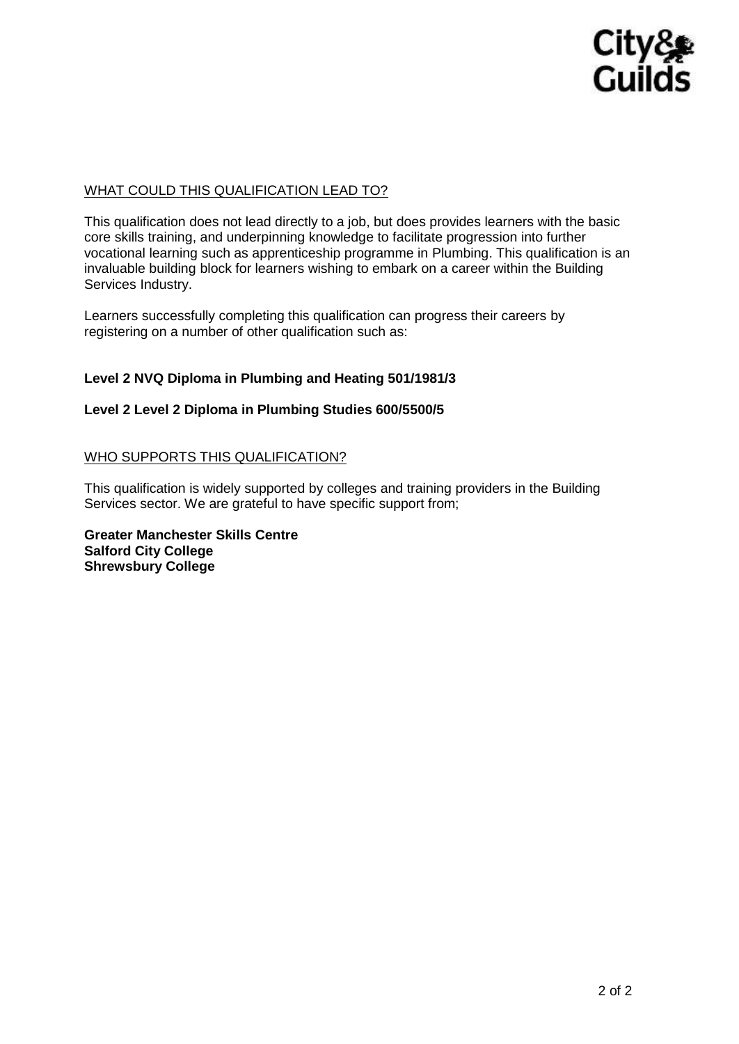## WHAT COULD THIS QUALIFICATION LEAD TO?

This qualification does not lead directly to a job, but does provides learners with the basic core skills training, and underpinning knowledge to facilitate progression into further vocational learning such as apprenticeship programme in Plumbing. This qualification is an invaluable building block for learners wishing to embark on a career within the Building Services Industry.

Learners successfully completing this qualification can progress their careers by registering on a number of other qualification such as:

**Level 2 NVQ Diploma in Plumbing and Heating 501/1981/3**

**Level 2 Level 2 Diploma in Plumbing Studies 600/5500/5**

## WHO SUPPORTS THIS QUALIFICATION?

This qualification is widely supported by colleges and training providers in the Building Services sector. We are grateful to have specific support from;

**Greater Manchester Skills Centre**
**Salford City College**
**Shrewsbury College**